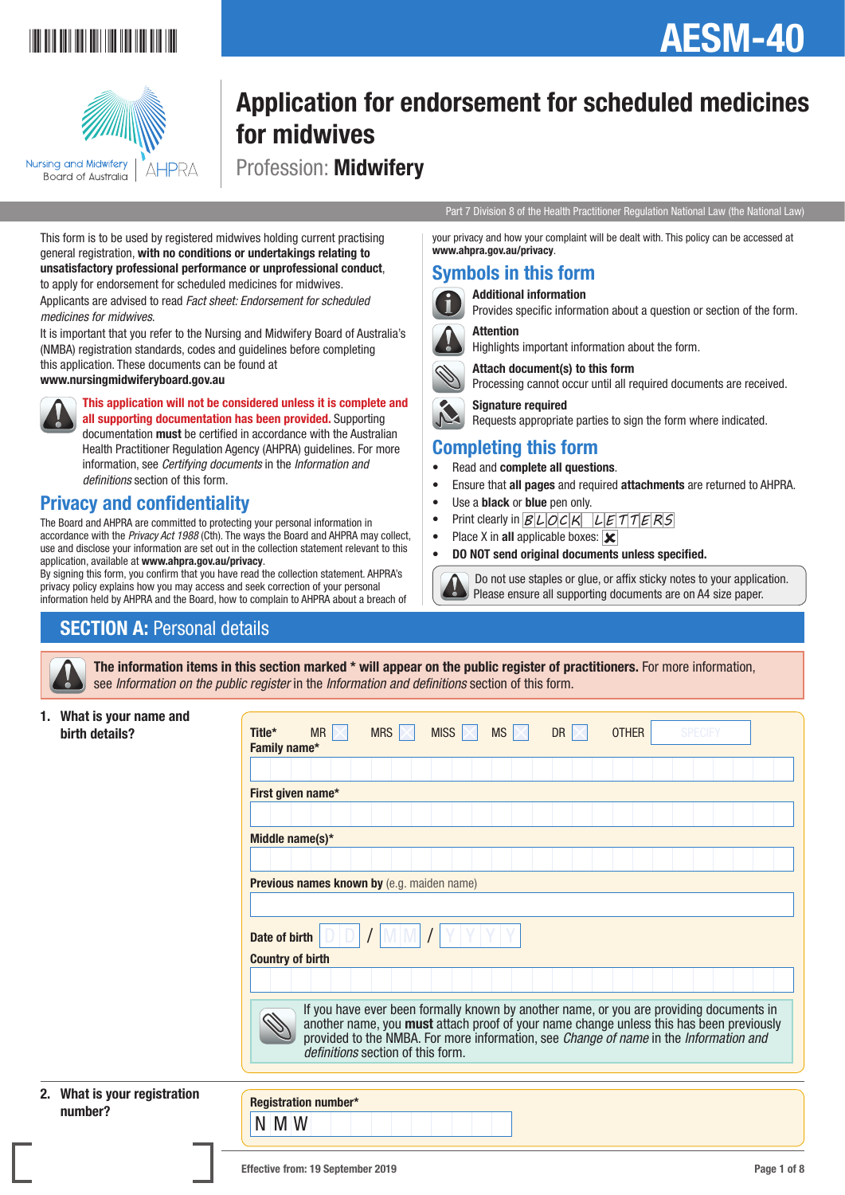# AESM-40

# Application for endorsement for scheduled medicines for midwives

Profession: **Midwifery**

Nursing and Midwifery Board of Australia | AHPRA

Part 7 Division 8 of the Health Practitioner Regulation National Law (the National Law)

This form is to be used by registered midwives holding current practising general registration, **with no conditions or undertakings relating to unsatisfactory professional performance or unprofessional conduct**, to apply for endorsement for scheduled medicines for midwives.

Applicants are advised to read *Fact sheet: Endorsement for scheduled medicines for midwives*.

It is important that you refer to the Nursing and Midwifery Board of Australia's (NMBA) registration standards, codes and guidelines before completing this application. These documents can be found at **www.nursingmidwiferyboard.gov.au**

**This application will not be considered unless it is complete and all supporting documentation has been provided.** Supporting documentation **must** be certified in accordance with the Australian Health Practitioner Regulation Agency (AHPRA) guidelines. For more information, see *Certifying documents* in the *Information and definitions* section of this form.

## Privacy and confidentiality

The Board and AHPRA are committed to protecting your personal information in accordance with the *Privacy Act 1988* (Cth). The ways the Board and AHPRA may collect, use and disclose your information are set out in the collection statement relevant to this application, available at **www.ahpra.gov.au/privacy**.

By signing this form, you confirm that you have read the collection statement. AHPRA's privacy policy explains how you may access and seek correction of your personal information held by AHPRA and the Board, how to complain to AHPRA about a breach of your privacy and how your complaint will be dealt with. This policy can be accessed at **www.ahpra.gov.au/privacy**.

## Symbols in this form

**Additional information**
Provides specific information about a question or section of the form.

**Attention**
Highlights important information about the form.

**Attach document(s) to this form**
Processing cannot occur until all required documents are received.

**Signature required**
Requests appropriate parties to sign the form where indicated.

## Completing this form

- Read and **complete all questions**.
- Ensure that **all pages** and required **attachments** are returned to AHPRA.
- Use a **black** or **blue** pen only.
- Print clearly in BLOCK LETTERS
- Place X in **all** applicable boxes: ☒
- **DO NOT send original documents unless specified.**

Do not use staples or glue, or affix sticky notes to your application. Please ensure all supporting documents are on A4 size paper.

## SECTION A: Personal details

**The information items in this section marked * will appear on the public register of practitioners.** For more information, see *Information on the public register* in the *Information and definitions* section of this form.

**1. What is your name and birth details?**

**Title*** MR ☐ MRS ☐ MISS ☐ MS ☐ DR ☐ OTHER ______ (SPECIFY)

**Family name***

**First given name***

**Middle name(s)***

**Previous names known by** (e.g. maiden name)

**Date of birth** DD / MM / YYYY

**Country of birth**

If you have ever been formally known by another name, or you are providing documents in another name, you **must** attach proof of your name change unless this has been previously provided to the NMBA. For more information, see *Change of name* in the *Information and definitions* section of this form.

**2. What is your registration number?**

**Registration number*** N M W

Effective from: 19 September 2019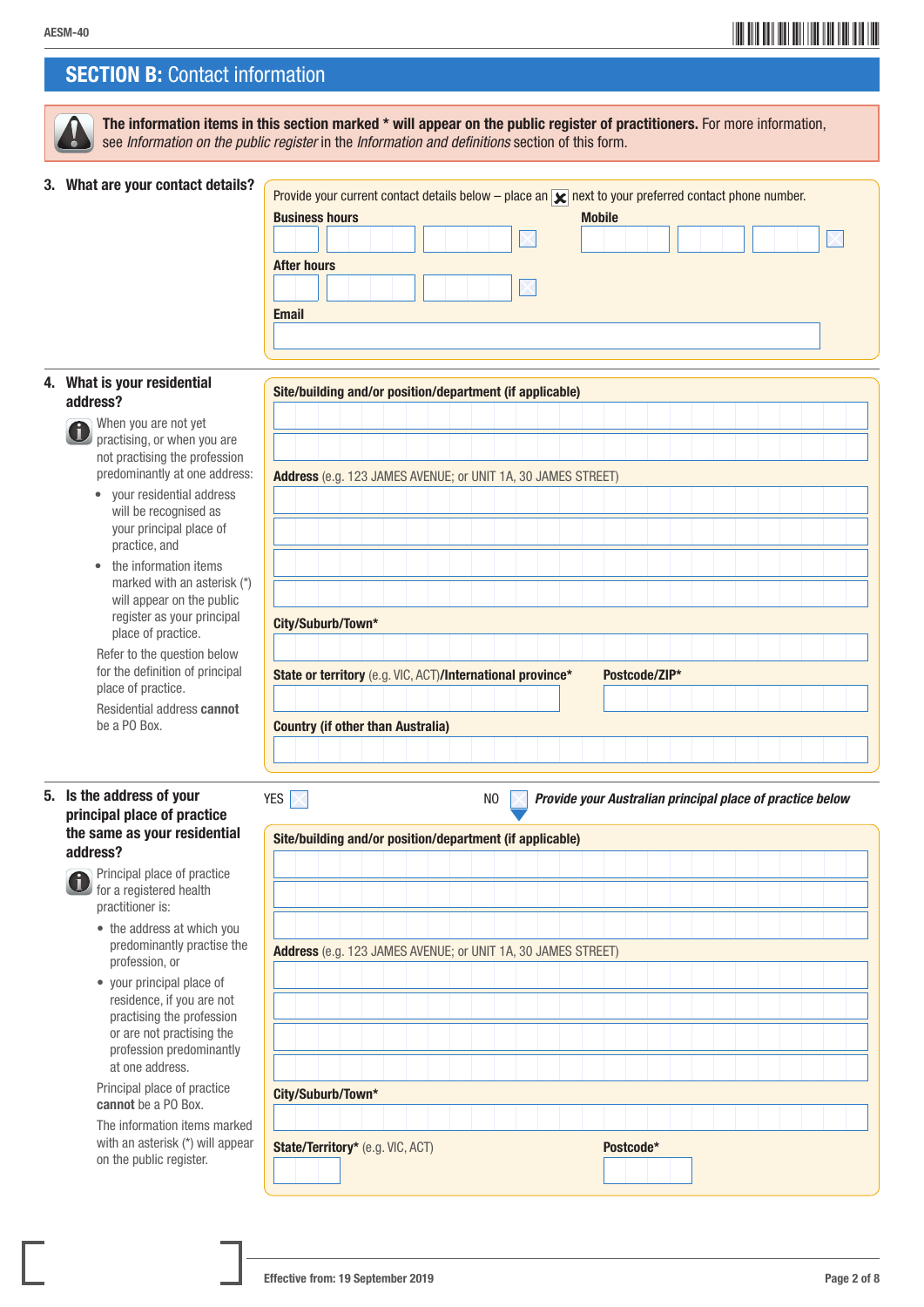## SECTION B: Contact information

**The information items in this section marked * will appear on the public register of practitioners.** For more information, see *Information on the public register* in the *Information and definitions* section of this form.

**3. What are your contact details?**

Provide your current contact details below – place an ☒ next to your preferred contact phone number.

**Business hours** ☐

**Mobile** ☐

**After hours** ☐

**Email**

**4. What is your residential address?**

When you are not yet practising, or when you are not practising the profession predominantly at one address:

- your residential address will be recognised as your principal place of practice, and
- the information items marked with an asterisk (*) will appear on the public register as your principal place of practice.

Refer to the question below for the definition of principal place of practice.

Residential address **cannot** be a PO Box.

**Site/building and/or position/department (if applicable)**

**Address** (e.g. 123 JAMES AVENUE; or UNIT 1A, 30 JAMES STREET)

**City/Suburb/Town***

**State or territory** (e.g. VIC, ACT)**/International province***

**Postcode/ZIP***

**Country (if other than Australia)**

**5. Is the address of your principal place of practice the same as your residential address?**

Principal place of practice for a registered health practitioner is:

- the address at which you predominantly practise the profession, or
- your principal place of residence, if you are not practising the profession or are not practising the profession predominantly at one address.

Principal place of practice **cannot** be a PO Box.

The information items marked with an asterisk (*) will appear on the public register.

YES ☐ NO ☐ *Provide your Australian principal place of practice below*

**Site/building and/or position/department (if applicable)**

**Address** (e.g. 123 JAMES AVENUE; or UNIT 1A, 30 JAMES STREET)

**City/Suburb/Town***

**State/Territory*** (e.g. VIC, ACT)

**Postcode***

Effective from: 19 September 2019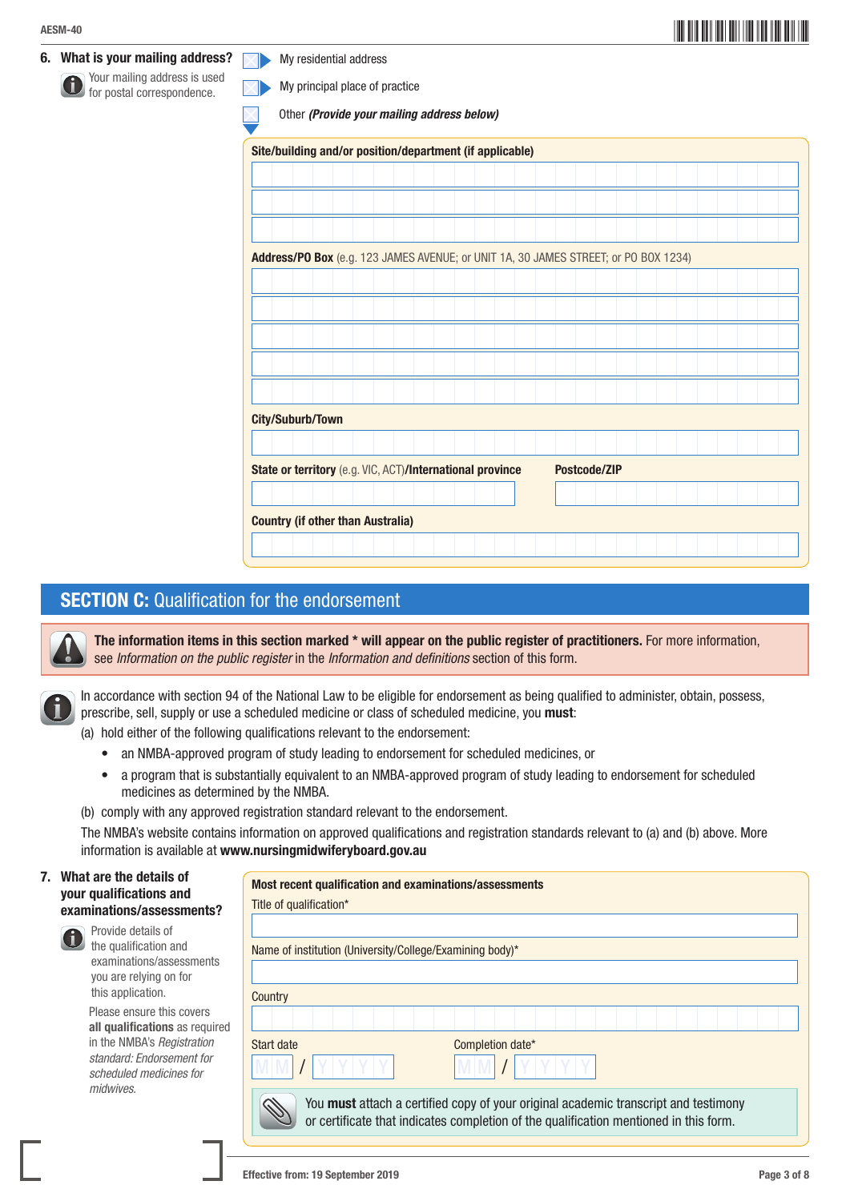**6. What is your mailing address?**

Your mailing address is used for postal correspondence.

- ☐ My residential address
- ☐ My principal place of practice
- ☐ Other *(Provide your mailing address below)*

**Site/building and/or position/department (if applicable)**

**Address/PO Box** (e.g. 123 JAMES AVENUE; or UNIT 1A, 30 JAMES STREET; or PO BOX 1234)

**City/Suburb/Town**

**State or territory** (e.g. VIC, ACT)**/International province**

**Postcode/ZIP**

**Country (if other than Australia)**

## SECTION C: Qualification for the endorsement

**The information items in this section marked * will appear on the public register of practitioners.** For more information, see *Information on the public register* in the *Information and definitions* section of this form.

In accordance with section 94 of the National Law to be eligible for endorsement as being qualified to administer, obtain, possess, prescribe, sell, supply or use a scheduled medicine or class of scheduled medicine, you **must**:

(a) hold either of the following qualifications relevant to the endorsement:

- an NMBA-approved program of study leading to endorsement for scheduled medicines, or
- a program that is substantially equivalent to an NMBA-approved program of study leading to endorsement for scheduled medicines as determined by the NMBA.

(b) comply with any approved registration standard relevant to the endorsement.

The NMBA's website contains information on approved qualifications and registration standards relevant to (a) and (b) above. More information is available at **www.nursingmidwiferyboard.gov.au**

**7. What are the details of your qualifications and examinations/assessments?**

Provide details of the qualification and examinations/assessments you are relying on for this application.

Please ensure this covers **all qualifications** as required in the NMBA's *Registration standard: Endorsement for scheduled medicines for midwives.*

**Most recent qualification and examinations/assessments**

Title of qualification*

Name of institution (University/College/Examining body)*

Country

Start date M M / Y Y Y Y

Completion date* M M / Y Y Y Y

You **must** attach a certified copy of your original academic transcript and testimony or certificate that indicates completion of the qualification mentioned in this form.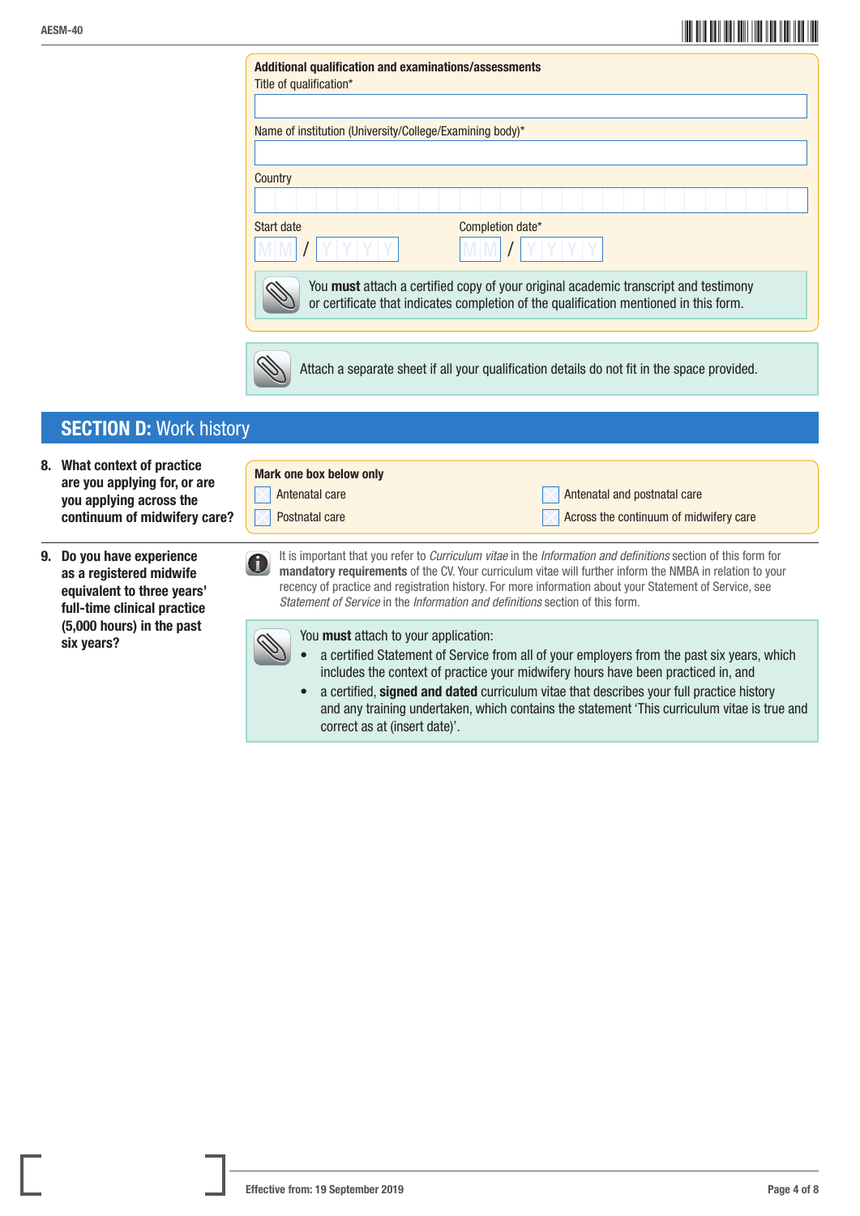**Additional qualification and examinations/assessments**

Title of qualification*

Name of institution (University/College/Examining body)*

Country

Start date MM / YYYY

Completion date* MM / YYYY

You **must** attach a certified copy of your original academic transcript and testimony or certificate that indicates completion of the qualification mentioned in this form.

Attach a separate sheet if all your qualification details do not fit in the space provided.

## SECTION D: Work history

**8. What context of practice are you applying for, or are you applying across the continuum of midwifery care?**

**Mark one box below only**

- ☐ Antenatal care
- ☐ Antenatal and postnatal care
- ☐ Postnatal care
- ☐ Across the continuum of midwifery care

**9. Do you have experience as a registered midwife equivalent to three years' full-time clinical practice (5,000 hours) in the past six years?**

It is important that you refer to *Curriculum vitae* in the *Information and definitions* section of this form for **mandatory requirements** of the CV. Your curriculum vitae will further inform the NMBA in relation to your recency of practice and registration history. For more information about your Statement of Service, see *Statement of Service* in the *Information and definitions* section of this form.

You **must** attach to your application:

- a certified Statement of Service from all of your employers from the past six years, which includes the context of practice your midwifery hours have been practiced in, and
- a certified, **signed and dated** curriculum vitae that describes your full practice history and any training undertaken, which contains the statement 'This curriculum vitae is true and correct as at (insert date)'.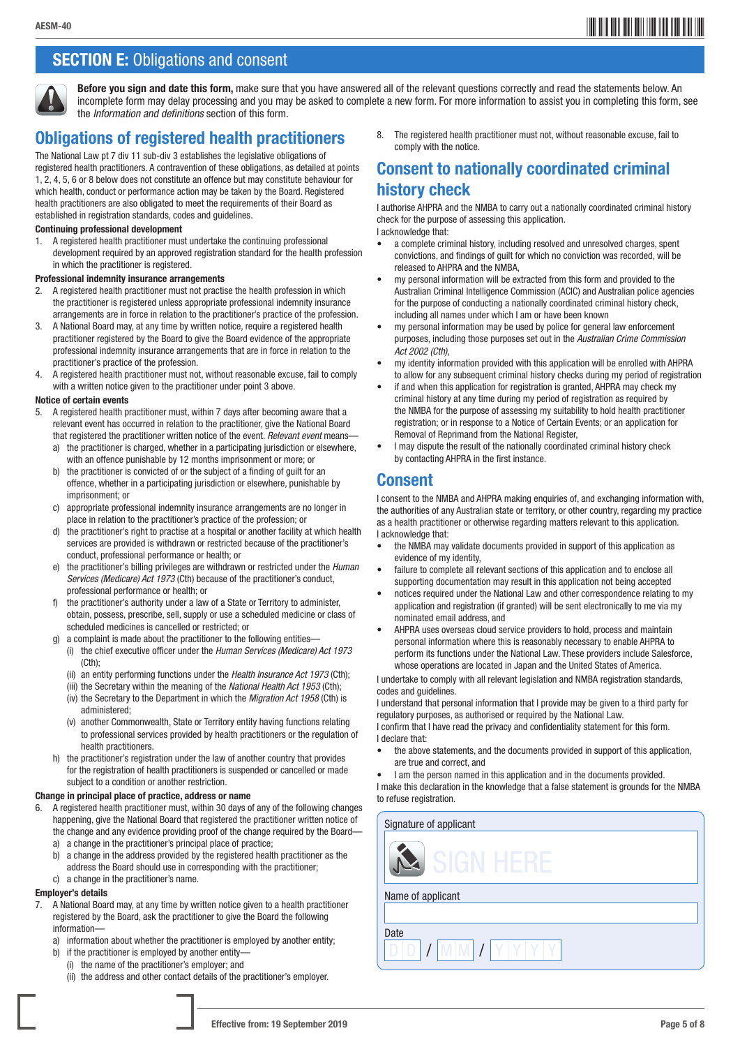## SECTION E: Obligations and consent

**Before you sign and date this form,** make sure that you have answered all of the relevant questions correctly and read the statements below. An incomplete form may delay processing and you may be asked to complete a new form. For more information to assist you in completing this form, see the *Information and definitions* section of this form.

## Obligations of registered health practitioners

The National Law pt 7 div 11 sub-div 3 establishes the legislative obligations of registered health practitioners. A contravention of these obligations, as detailed at points 1, 2, 4, 5, 6 or 8 below does not constitute an offence but may constitute behaviour for which health, conduct or performance action may be taken by the Board. Registered health practitioners are also obligated to meet the requirements of their Board as established in registration standards, codes and guidelines.

**Continuing professional development**

1. A registered health practitioner must undertake the continuing professional development required by an approved registration standard for the health profession in which the practitioner is registered.

**Professional indemnity insurance arrangements**

2. A registered health practitioner must not practise the health profession in which the practitioner is registered unless appropriate professional indemnity insurance arrangements are in force in relation to the practitioner's practice of the profession.
3. A National Board may, at any time by written notice, require a registered health practitioner registered by the Board to give the Board evidence of the appropriate professional indemnity insurance arrangements that are in force in relation to the practitioner's practice of the profession.
4. A registered health practitioner must not, without reasonable excuse, fail to comply with a written notice given to the practitioner under point 3 above.

**Notice of certain events**

5. A registered health practitioner must, within 7 days after becoming aware that a relevant event has occurred in relation to the practitioner, give the National Board that registered the practitioner written notice of the event. *Relevant event* means—
   a) the practitioner is charged, whether in a participating jurisdiction or elsewhere, with an offence punishable by 12 months imprisonment or more; or
   b) the practitioner is convicted of or the subject of a finding of guilt for an offence, whether in a participating jurisdiction or elsewhere, punishable by imprisonment; or
   c) appropriate professional indemnity insurance arrangements are no longer in place in relation to the practitioner's practice of the profession; or
   d) the practitioner's right to practise at a hospital or another facility at which health services are provided is withdrawn or restricted because of the practitioner's conduct, professional performance or health; or
   e) the practitioner's billing privileges are withdrawn or restricted under the *Human Services (Medicare) Act 1973* (Cth) because of the practitioner's conduct, professional performance or health; or
   f) the practitioner's authority under a law of a State or Territory to administer, obtain, possess, prescribe, sell, supply or use a scheduled medicine or class of scheduled medicines is cancelled or restricted; or
   g) a complaint is made about the practitioner to the following entities—
      (i) the chief executive officer under the *Human Services (Medicare) Act 1973* (Cth);
      (ii) an entity performing functions under the *Health Insurance Act 1973* (Cth);
      (iii) the Secretary within the meaning of the *National Health Act 1953* (Cth);
      (iv) the Secretary to the Department in which the *Migration Act 1958* (Cth) is administered;
      (v) another Commonwealth, State or Territory entity having functions relating to professional services provided by health practitioners or the regulation of health practitioners.
   h) the practitioner's registration under the law of another country that provides for the registration of health practitioners is suspended or cancelled or made subject to a condition or another restriction.

**Change in principal place of practice, address or name**

6. A registered health practitioner must, within 30 days of any of the following changes happening, give the National Board that registered the practitioner written notice of the change and any evidence providing proof of the change required by the Board—
   a) a change in the practitioner's principal place of practice;
   b) a change in the address provided by the registered health practitioner as the address the Board should use in corresponding with the practitioner;
   c) a change in the practitioner's name.

**Employer's details**

7. A National Board may, at any time by written notice given to a health practitioner registered by the Board, ask the practitioner to give the Board the following information—
   a) information about whether the practitioner is employed by another entity;
   b) if the practitioner is employed by another entity—
      (i) the name of the practitioner's employer; and
      (ii) the address and other contact details of the practitioner's employer.
8. The registered health practitioner must not, without reasonable excuse, fail to comply with the notice.

## Consent to nationally coordinated criminal history check

I authorise AHPRA and the NMBA to carry out a nationally coordinated criminal history check for the purpose of assessing this application.

I acknowledge that:

- a complete criminal history, including resolved and unresolved charges, spent convictions, and findings of guilt for which no conviction was recorded, will be released to AHPRA and the NMBA,
- my personal information will be extracted from this form and provided to the Australian Criminal Intelligence Commission (ACIC) and Australian police agencies for the purpose of conducting a nationally coordinated criminal history check, including all names under which I am or have been known
- my personal information may be used by police for general law enforcement purposes, including those purposes set out in the *Australian Crime Commission Act 2002 (Cth),*
- my identity information provided with this application will be enrolled with AHPRA to allow for any subsequent criminal history checks during my period of registration
- if and when this application for registration is granted, AHPRA may check my criminal history at any time during my period of registration as required by the NMBA for the purpose of assessing my suitability to hold health practitioner registration; or in response to a Notice of Certain Events; or an application for Removal of Reprimand from the National Register,
- I may dispute the result of the nationally coordinated criminal history check by contacting AHPRA in the first instance.

## Consent

I consent to the NMBA and AHPRA making enquiries of, and exchanging information with, the authorities of any Australian state or territory, or other country, regarding my practice as a health practitioner or otherwise regarding matters relevant to this application.

I acknowledge that:

- the NMBA may validate documents provided in support of this application as evidence of my identity,
- failure to complete all relevant sections of this application and to enclose all supporting documentation may result in this application not being accepted
- notices required under the National Law and other correspondence relating to my application and registration (if granted) will be sent electronically to me via my nominated email address, and
- AHPRA uses overseas cloud service providers to hold, process and maintain personal information where this is reasonably necessary to enable AHPRA to perform its functions under the National Law. These providers include Salesforce, whose operations are located in Japan and the United States of America.

I undertake to comply with all relevant legislation and NMBA registration standards, codes and guidelines.

I understand that personal information that I provide may be given to a third party for regulatory purposes, as authorised or required by the National Law.

I confirm that I have read the privacy and confidentiality statement for this form.

I declare that:

- the above statements, and the documents provided in support of this application, are true and correct, and
- I am the person named in this application and in the documents provided.

I make this declaration in the knowledge that a false statement is grounds for the NMBA to refuse registration.

Signature of applicant

SIGN HERE

Name of applicant

Date

D D / M M / Y Y Y Y

Effective from: 19 September 2019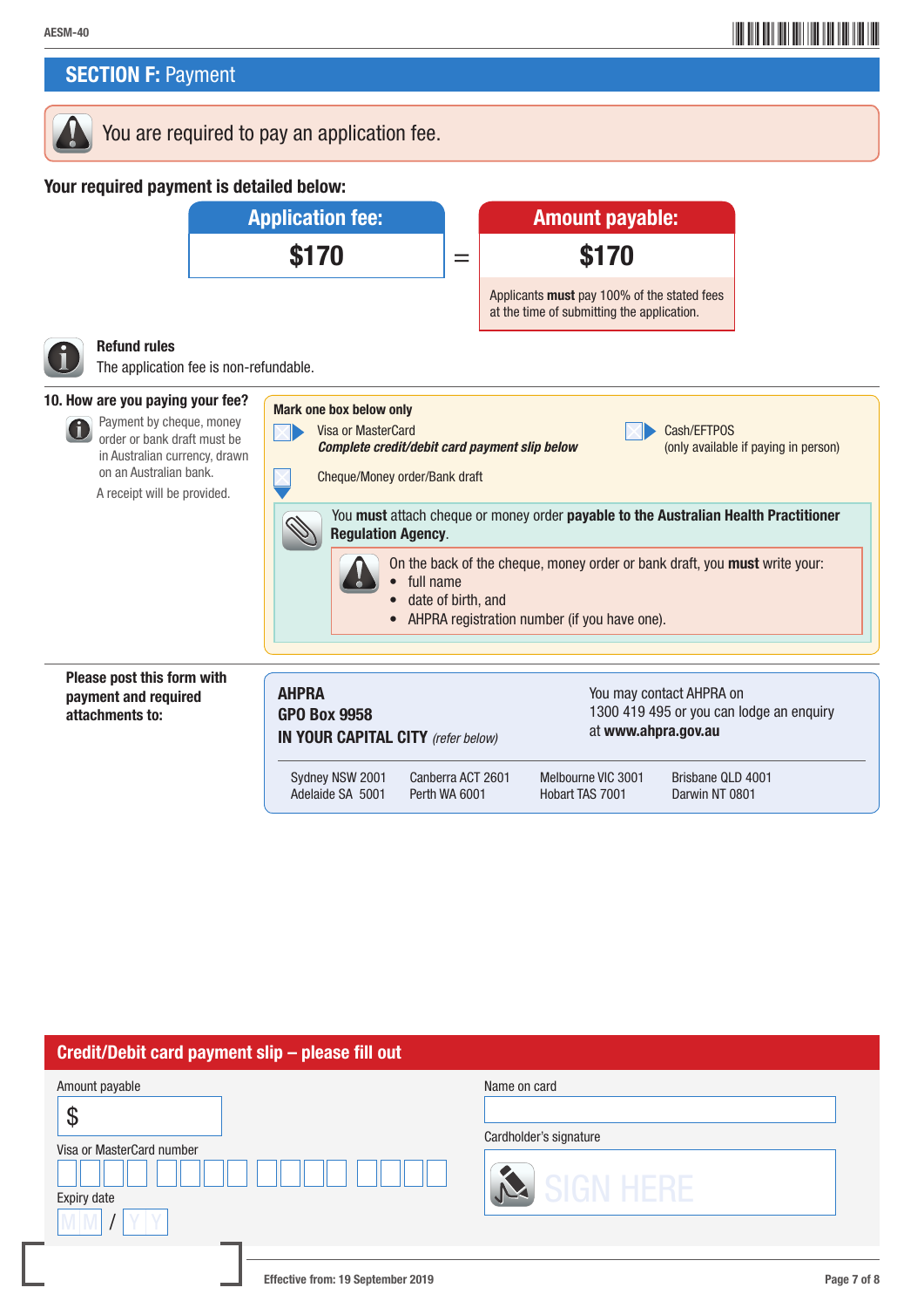## SECTION F: Payment

You are required to pay an application fee.

**Your required payment is detailed below:**

| Application fee: | | Amount payable: |
|---|---|---|
| **$170** | = | **$170** |

Applicants **must** pay 100% of the stated fees at the time of submitting the application.

**Refund rules**

The application fee is non-refundable.

### 10. How are you paying your fee?

Payment by cheque, money order or bank draft must be in Australian currency, drawn on an Australian bank.

A receipt will be provided.

**Mark one box below only**

- ☐ Visa or MasterCard
  ***Complete credit/debit card payment slip below***
- ☐ Cash/EFTPOS
  (only available if paying in person)
- ☐ Cheque/Money order/Bank draft

You **must** attach cheque or money order **payable to the Australian Health Practitioner Regulation Agency**.

On the back of the cheque, money order or bank draft, you **must** write your:

- full name
- date of birth, and
- AHPRA registration number (if you have one).

**Please post this form with payment and required attachments to:**

**AHPRA**
**GPO Box 9958**
**IN YOUR CAPITAL CITY** *(refer below)*

You may contact AHPRA on 1300 419 495 or you can lodge an enquiry at **www.ahpra.gov.au**

| | | | |
|---|---|---|---|
| Sydney NSW 2001 | Canberra ACT 2601 | Melbourne VIC 3001 | Brisbane QLD 4001 |
| Adelaide SA 5001 | Perth WA 6001 | Hobart TAS 7001 | Darwin NT 0801 |

## Credit/Debit card payment slip – please fill out

Amount payable

$

Visa or MasterCard number

☐☐☐☐ ☐☐☐☐ ☐☐☐☐ ☐☐☐☐

Expiry date

MM / YY

Name on card

Cardholder's signature

SIGN HERE

Effective from: 19 September 2019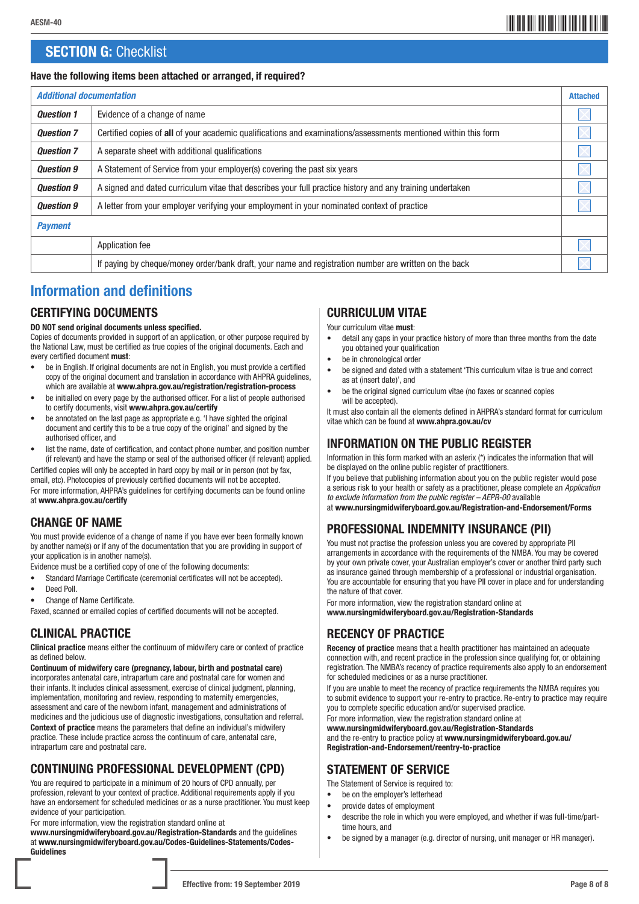## SECTION G: Checklist

**Have the following items been attached or arranged, if required?**

| *Additional documentation* | | Attached |
|---|---|---|
| *Question 1* | Evidence of a change of name | |
| *Question 7* | Certified copies of **all** of your academic qualifications and examinations/assessments mentioned within this form | |
| *Question 7* | A separate sheet with additional qualifications | |
| *Question 9* | A Statement of Service from your employer(s) covering the past six years | |
| *Question 9* | A signed and dated curriculum vitae that describes your full practice history and any training undertaken | |
| *Question 9* | A letter from your employer verifying your employment in your nominated context of practice | |
| *Payment* | | |
| | Application fee | |
| | If paying by cheque/money order/bank draft, your name and registration number are written on the back | |

## Information and definitions

### CERTIFYING DOCUMENTS

**DO NOT send original documents unless specified.**

Copies of documents provided in support of an application, or other purpose required by the National Law, must be certified as true copies of the original documents. Each and every certified document **must**:

- be in English. If original documents are not in English, you must provide a certified copy of the original document and translation in accordance with AHPRA guidelines, which are available at **www.ahpra.gov.au/registration/registration-process**
- be initialled on every page by the authorised officer. For a list of people authorised to certify documents, visit **www.ahpra.gov.au/certify**
- be annotated on the last page as appropriate e.g. 'I have sighted the original document and certify this to be a true copy of the original' and signed by the authorised officer, and
- list the name, date of certification, and contact phone number, and position number (if relevant) and have the stamp or seal of the authorised officer (if relevant) applied.

Certified copies will only be accepted in hard copy by mail or in person (not by fax, email, etc). Photocopies of previously certified documents will not be accepted.

For more information, AHPRA's guidelines for certifying documents can be found online at **www.ahpra.gov.au/certify**

### CHANGE OF NAME

You must provide evidence of a change of name if you have ever been formally known by another name(s) or if any of the documentation that you are providing in support of your application is in another name(s).

Evidence must be a certified copy of one of the following documents:

- Standard Marriage Certificate (ceremonial certificates will not be accepted).
- Deed Poll.
- Change of Name Certificate.

Faxed, scanned or emailed copies of certified documents will not be accepted.

### CLINICAL PRACTICE

**Clinical practice** means either the continuum of midwifery care or context of practice as defined below.

**Continuum of midwifery care (pregnancy, labour, birth and postnatal care)** incorporates antenatal care, intrapartum care and postnatal care for women and their infants. It includes clinical assessment, exercise of clinical judgment, planning, implementation, monitoring and review, responding to maternity emergencies, assessment and care of the newborn infant, management and administrations of medicines and the judicious use of diagnostic investigations, consultation and referral.

**Context of practice** means the parameters that define an individual's midwifery practice. These include practice across the continuum of care, antenatal care, intrapartum care and postnatal care.

### CONTINUING PROFESSIONAL DEVELOPMENT (CPD)

You are required to participate in a minimum of 20 hours of CPD annually, per profession, relevant to your context of practice. Additional requirements apply if you have an endorsement for scheduled medicines or as a nurse practitioner. You must keep evidence of your participation.

For more information, view the registration standard online at **www.nursingmidwiferyboard.gov.au/Registration-Standards** and the guidelines at **www.nursingmidwiferyboard.gov.au/Codes-Guidelines-Statements/Codes-Guidelines**

### CURRICULUM VITAE

Your curriculum vitae **must**:

- detail any gaps in your practice history of more than three months from the date you obtained your qualification
- be in chronological order
- be signed and dated with a statement 'This curriculum vitae is true and correct as at (insert date)', and
- be the original signed curriculum vitae (no faxes or scanned copies will be accepted).

It must also contain all the elements defined in AHPRA's standard format for curriculum vitae which can be found at **www.ahpra.gov.au/cv**

### INFORMATION ON THE PUBLIC REGISTER

Information in this form marked with an asterix (*) indicates the information that will be displayed on the online public register of practitioners.

If you believe that publishing information about you on the public register would pose a serious risk to your health or safety as a practitioner, please complete an *Application to exclude information from the public register – AEPR-00* available at **www.nursingmidwiferyboard.gov.au/Registration-and-Endorsement/Forms**

### PROFESSIONAL INDEMNITY INSURANCE (PII)

You must not practise the profession unless you are covered by appropriate PII arrangements in accordance with the requirements of the NMBA. You may be covered by your own private cover, your Australian employer's cover or another third party such as insurance gained through membership of a professional or industrial organisation. You are accountable for ensuring that you have PII cover in place and for understanding the nature of that cover.

For more information, view the registration standard online at **www.nursingmidwiferyboard.gov.au/Registration-Standards**

### RECENCY OF PRACTICE

**Recency of practice** means that a health practitioner has maintained an adequate connection with, and recent practice in the profession since qualifying for, or obtaining registration. The NMBA's recency of practice requirements also apply to an endorsement for scheduled medicines or as a nurse practitioner.

If you are unable to meet the recency of practice requirements the NMBA requires you to submit evidence to support your re-entry to practice. Re-entry to practice may require you to complete specific education and/or supervised practice.

For more information, view the registration standard online at **www.nursingmidwiferyboard.gov.au/Registration-Standards** and the re-entry to practice policy at **www.nursingmidwiferyboard.gov.au/Registration-and-Endorsement/reentry-to-practice**

### STATEMENT OF SERVICE

The Statement of Service is required to:

- be on the employer's letterhead
- provide dates of employment
- describe the role in which you were employed, and whether if was full-time/part-time hours, and
- be signed by a manager (e.g. director of nursing, unit manager or HR manager).

Effective from: 19 September 2019